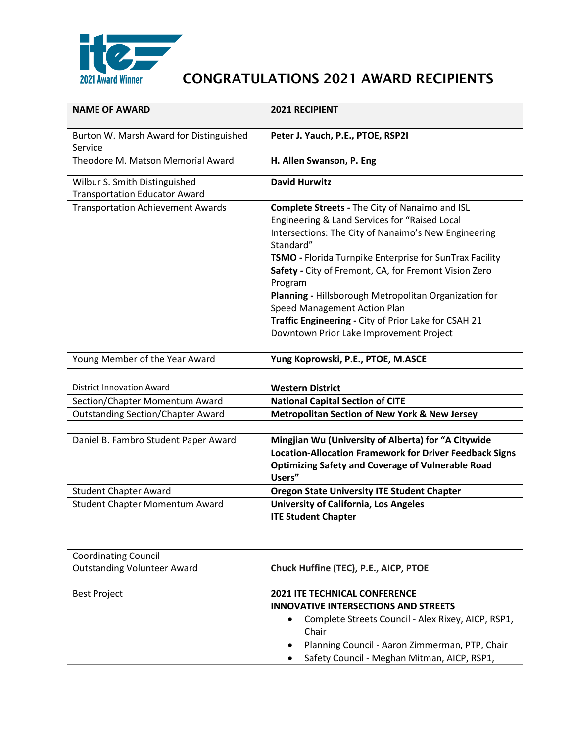# CONGRATULATIONS 2021 AWARD RECIPIENTS

| NAME OF AWARD | 2021 RECIPIENT |
|---|---|
| Burton W. Marsh Award for Distinguished Service | **Peter J. Yauch, P.E., PTOE, RSP2I** |
| Theodore M. Matson Memorial Award | **H. Allen Swanson, P. Eng** |
| Wilbur S. Smith Distinguished Transportation Educator Award | **David Hurwitz** |
| Transportation Achievement Awards | **Complete Streets -** The City of Nanaimo and ISL Engineering & Land Services for "Raised Local Intersections: The City of Nanaimo's New Engineering Standard"<br>**TSMO -** Florida Turnpike Enterprise for SunTrax Facility<br>**Safety -** City of Fremont, CA, for Fremont Vision Zero Program<br>**Planning -** Hillsborough Metropolitan Organization for Speed Management Action Plan<br>**Traffic Engineering -** City of Prior Lake for CSAH 21 Downtown Prior Lake Improvement Project |
| Young Member of the Year Award | **Yung Koprowski, P.E., PTOE, M.ASCE** |
| | |
| District Innovation Award | **Western District** |
| Section/Chapter Momentum Award | **National Capital Section of CITE** |
| Outstanding Section/Chapter Award | **Metropolitan Section of New York & New Jersey** |
| | |
| Daniel B. Fambro Student Paper Award | **Mingjian Wu (University of Alberta) for "A Citywide Location-Allocation Framework for Driver Feedback Signs Optimizing Safety and Coverage of Vulnerable Road Users"** |
| Student Chapter Award | **Oregon State University ITE Student Chapter** |
| Student Chapter Momentum Award | **University of California, Los Angeles ITE Student Chapter** |
| | |
| | |
| Coordinating Council Outstanding Volunteer Award | **Chuck Huffine (TEC), P.E., AICP, PTOE** |
| Best Project | **2021 ITE TECHNICAL CONFERENCE INNOVATIVE INTERSECTIONS AND STREETS**<br>• Complete Streets Council - Alex Rixey, AICP, RSP1, Chair<br>• Planning Council - Aaron Zimmerman, PTP, Chair<br>• Safety Council - Meghan Mitman, AICP, RSP1, |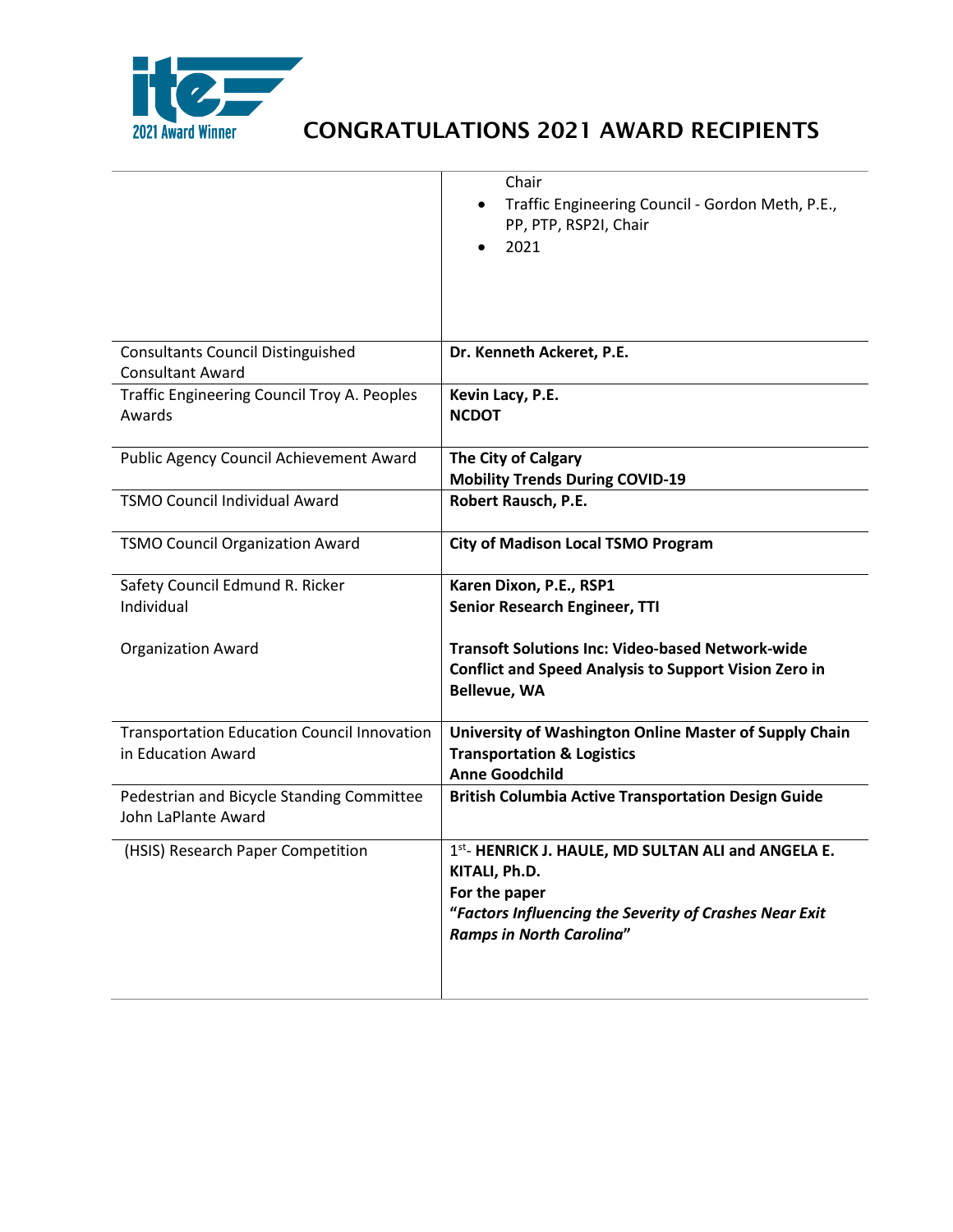# CONGRATULATIONS 2021 AWARD RECIPIENTS

| | |
|---|---|
| | Chair<br>• Traffic Engineering Council - Gordon Meth, P.E., PP, PTP, RSP2I, Chair<br>• 2021 |
| Consultants Council Distinguished Consultant Award | **Dr. Kenneth Ackeret, P.E.** |
| Traffic Engineering Council Troy A. Peoples Awards | **Kevin Lacy, P.E.**<br>**NCDOT** |
| Public Agency Council Achievement Award | **The City of Calgary**<br>**Mobility Trends During COVID-19** |
| TSMO Council Individual Award | **Robert Rausch, P.E.** |
| TSMO Council Organization Award | **City of Madison Local TSMO Program** |
| Safety Council Edmund R. Ricker Individual<br><br>Organization Award | **Karen Dixon, P.E., RSP1**<br>**Senior Research Engineer, TTI**<br><br>**Transoft Solutions Inc: Video-based Network-wide Conflict and Speed Analysis to Support Vision Zero in Bellevue, WA** |
| Transportation Education Council Innovation in Education Award | **University of Washington Online Master of Supply Chain Transportation & Logistics**<br>**Anne Goodchild** |
| Pedestrian and Bicycle Standing Committee John LaPlante Award | **British Columbia Active Transportation Design Guide** |
| (HSIS) Research Paper Competition | 1st- **HENRICK J. HAULE, MD SULTAN ALI and ANGELA E. KITALI, Ph.D.**<br>**For the paper**<br>**"*Factors Influencing the Severity of Crashes Near Exit Ramps in North Carolina*"** |